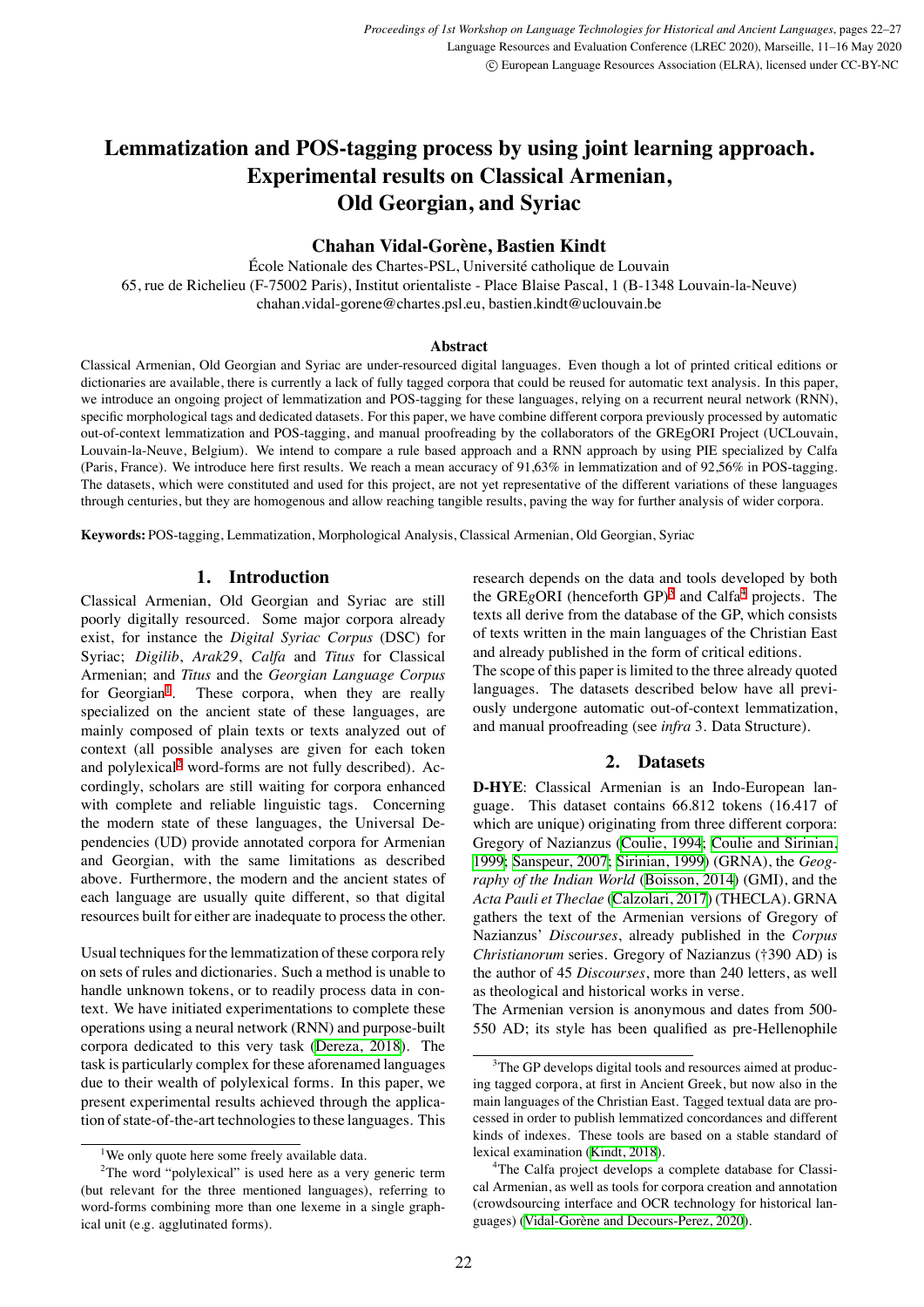# Lemmatization and POS-tagging process by using joint learning approach. Experimental results on Classical Armenian, Old Georgian, and Syriac

**Chahan Vidal-Gorène, Bastien Kindt**

École Nationale des Chartes-PSL, Université catholique de Louvain
65, rue de Richelieu (F-75002 Paris), Institut orientaliste - Place Blaise Pascal, 1 (B-1348 Louvain-la-Neuve)
chahan.vidal-gorene@chartes.psl.eu, bastien.kindt@uclouvain.be

### Abstract

Classical Armenian, Old Georgian and Syriac are under-resourced digital languages. Even though a lot of printed critical editions or dictionaries are available, there is currently a lack of fully tagged corpora that could be reused for automatic text analysis. In this paper, we introduce an ongoing project of lemmatization and POS-tagging for these languages, relying on a recurrent neural network (RNN), specific morphological tags and dedicated datasets. For this paper, we have combine different corpora previously processed by automatic out-of-context lemmatization and POS-tagging, and manual proofreading by the collaborators of the GREgORI Project (UCLouvain, Louvain-la-Neuve, Belgium). We intend to compare a rule based approach and a RNN approach by using PIE specialized by Calfa (Paris, France). We introduce here first results. We reach a mean accuracy of 91,63% in lemmatization and of 92,56% in POS-tagging. The datasets, which were constituted and used for this project, are not yet representative of the different variations of these languages through centuries, but they are homogenous and allow reaching tangible results, paving the way for further analysis of wider corpora.

**Keywords:** POS-tagging, Lemmatization, Morphological Analysis, Classical Armenian, Old Georgian, Syriac

## 1. Introduction

Classical Armenian, Old Georgian and Syriac are still poorly digitally resourced. Some major corpora already exist, for instance the *Digital Syriac Corpus* (DSC) for Syriac; *Digilib*, *Arak29*, *Calfa* and *Titus* for Classical Armenian; and *Titus* and the *Georgian Language Corpus* for Georgian[1]. These corpora, when they are really specialized on the ancient state of these languages, are mainly composed of plain texts or texts analyzed out of context (all possible analyses are given for each token and polylexical[2] word-forms are not fully described). Accordingly, scholars are still waiting for corpora enhanced with complete and reliable linguistic tags. Concerning the modern state of these languages, the Universal Dependencies (UD) provide annotated corpora for Armenian and Georgian, with the same limitations as described above. Furthermore, the modern and the ancient states of each language are usually quite different, so that digital resources built for either are inadequate to process the other.

Usual techniques for the lemmatization of these corpora rely on sets of rules and dictionaries. Such a method is unable to handle unknown tokens, or to readily process data in context. We have initiated experimentations to complete these operations using a neural network (RNN) and purpose-built corpora dedicated to this very task (Dereza, 2018). The task is particularly complex for these aforenamed languages due to their wealth of polylexical forms. In this paper, we present experimental results achieved through the application of state-of-the-art technologies to these languages. This research depends on the data and tools developed by both the GRE*g*ORI (henceforth GP)[3] and Calfa[4] projects. The texts all derive from the database of the GP, which consists of texts written in the main languages of the Christian East and already published in the form of critical editions.

The scope of this paper is limited to the three already quoted languages. The datasets described below have all previously undergone automatic out-of-context lemmatization, and manual proofreading (see *infra* 3. Data Structure).

## 2. Datasets

**D-HYE**: Classical Armenian is an Indo-European language. This dataset contains 66.812 tokens (16.417 of which are unique) originating from three different corpora: Gregory of Nazianzus (Coulie, 1994; Coulie and Sirinian, 1999; Sanspeur, 2007; Sirinian, 1999) (GRNA), the *Geography of the Indian World* (Boisson, 2014) (GMI), and the *Acta Pauli et Theclae* (Calzolari, 2017) (THECLA). GRNA gathers the text of the Armenian versions of Gregory of Nazianzus' *Discourses*, already published in the *Corpus Christianorum* series. Gregory of Nazianzus (†390 AD) is the author of 45 *Discourses*, more than 240 letters, as well as theological and historical works in verse.

The Armenian version is anonymous and dates from 500-550 AD; its style has been qualified as pre-Hellenophile

---

[1] We only quote here some freely available data.

[2] The word "polylexical" is used here as a very generic term (but relevant for the three mentioned languages), referring to word-forms combining more than one lexeme in a single graphical unit (e.g. agglutinated forms).

[3] The GP develops digital tools and resources aimed at producing tagged corpora, at first in Ancient Greek, but now also in the main languages of the Christian East. Tagged textual data are processed in order to publish lemmatized concordances and different kinds of indexes. These tools are based on a stable standard of lexical examination (Kindt, 2018).

[4] The Calfa project develops a complete database for Classical Armenian, as well as tools for corpora creation and annotation (crowdsourcing interface and OCR technology for historical languages) (Vidal-Gorène and Decours-Perez, 2020).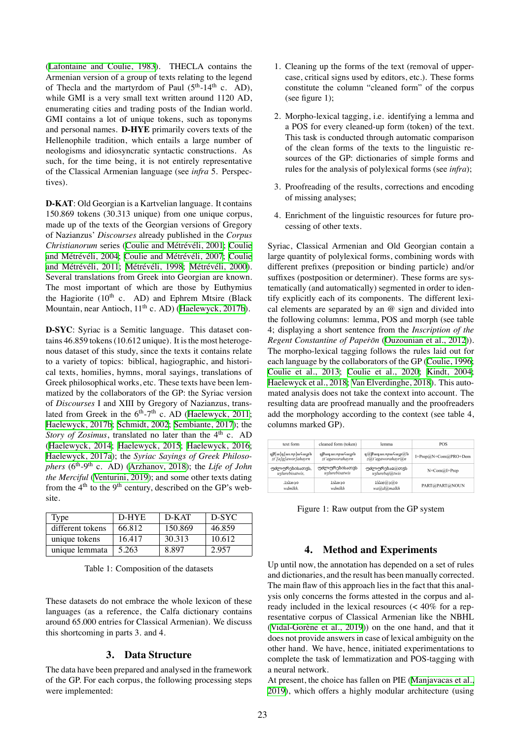(Lafontaine and Coulie, 1983). THECLA contains the Armenian version of a group of texts relating to the legend of Thecla and the martyrdom of Paul (5th-14th c. AD), while GMI is a very small text written around 1120 AD, enumerating cities and trading posts of the Indian world. GMI contains a lot of unique tokens, such as toponyms and personal names. **D-HYE** primarily covers texts of the Hellenophile tradition, which entails a large number of neologisms and idiosyncratic syntactic constructions. As such, for the time being, it is not entirely representative of the Classical Armenian language (see *infra* 5. Perspectives).

**D-KAT**: Old Georgian is a Kartvelian language. It contains 150.869 tokens (30.313 unique) from one unique corpus, made up of the texts of the Georgian versions of Gregory of Nazianzus' *Discourses* already published in the *Corpus Christianorum* series (Coulie and Métrévéli, 2001; Coulie and Métrévéli, 2004; Coulie and Métrévéli, 2007; Coulie and Métrévéli, 2011; Métrévéli, 1998; Métrévéli, 2000). Several translations from Greek into Georgian are known. The most important of which are those by Euthymius the Hagiorite (10th c. AD) and Ephrem Mtsire (Black Mountain, near Antioch, 11th c. AD) (Haelewyck, 2017b).

**D-SYC**: Syriac is a Semitic language. This dataset contains 46.859 tokens (10.612 unique). It is the most heterogenous dataset of this study, since the texts it contains relate to a variety of topics: biblical, hagiographic, and historical texts, homilies, hymns, moral sayings, translations of Greek philosophical works, etc. These texts have been lemmatized by the collaborators of the GP: the Syriac version of *Discourses* I and XIII by Gregory of Nazianzus, translated from Greek in the 6th-7th c. AD (Haelewyck, 2011; Haelewyck, 2017b; Schmidt, 2002; Sembiante, 2017); the *Story of Zosimus*, translated no later than the 4th c. AD (Haelewyck, 2014; Haelewyck, 2015; Haelewyck, 2016; Haelewyck, 2017a); the *Syriac Sayings of Greek Philosophers* (6th-9th c. AD) (Arzhanov, 2018); the *Life of John the Merciful* (Venturini, 2019); and some other texts dating from the 4th to the 9th century, described on the GP's website.

| Type | D-HYE | D-KAT | D-SYC |
|---|---|---|---|
| different tokens | 66.812 | 150.869 | 46.859 |
| unique tokens | 16.417 | 30.313 | 10.612 |
| unique lemmata | 5.263 | 8.897 | 2.957 |

Table 1: Composition of the datasets

These datasets do not embrace the whole lexicon of these languages (as a reference, the Calfa dictionary contains around 65.000 entries for Classical Armenian). We discuss this shortcoming in parts 3. and 4.

## 3. Data Structure

The data have been prepared and analysed in the framework of the GP. For each corpus, the following processing steps were implemented:

1. Cleaning up the forms of the text (removal of uppercase, critical signs used by editors, etc.). These forms constitute the column "cleaned form" of the corpus (see figure 1);
2. Morpho-lexical tagging, i.e. identifying a lemma and a POS for every cleaned-up form (token) of the text. This task is conducted through automatic comparison of the clean forms of the texts to the linguistic resources of the GP: dictionaries of simple forms and rules for the analysis of polylexical forms (see *infra*);
3. Proofreading of the results, corrections and encoding of missing analyses;
4. Enrichment of the linguistic resources for future processing of other texts.

Syriac, Classical Armenian and Old Georgian contain a large quantity of polylexical forms, combining words with different prefixes (preposition or binding particle) and/or suffixes (postposition or determiner). These forms are systematically (and automatically) segmented in order to identify explicitly each of its components. The different lexical elements are separated by an @ sign and divided into the following columns: lemma, POS and morph (see table 4; displaying a short sentence from the *Inscription of the Regent Constantine of Papeṙōn* (Ouzounian et al., 2012)). The morpho-lexical tagging follows the rules laid out for each language by the collaborators of the GP (Coulie, 1996; Coulie et al., 2013; Coulie et al., 2020; Kindt, 2004; Haelewyck et al., 2018; Van Elverdinghe, 2018). This automated analysis does not take the context into account. The resulting data are proofread manually and the proofreaders add the morphology according to the context (see table 4, columns marked GP).

| text form | cleaned form (token) | lemma | POS |
|---|---|---|---|
| զԹ[ա]գ[աւոր]ահայրն<br>*zt'[a]g[awor]ahayrn* | զԹագաւորահայրն<br>*zt'agaworahayrn* | զ@Թագաւորահայր@ն<br>*z@t'agaworahayr@n* | I+Prep@N+Com@PRO+Dem |
| უძლურებისათჳს,<br>*uʒlurebisatwis,* | უძლურებისათჳს<br>*uʒlurebisatwis* | უძლურებაჲ@თჳს<br>*uʒlurebaj@twis* | N+Com@I+Prep |
| ܘܕܡܠܟܗ.<br>*wdmlkh.* | ܘܕܡܠܟܗ<br>*wdmlkh* | ܘ@ܕ@ܡܠܟܐ<br>*wa@d@malkh* | PART@PART@NOUN |

Figure 1: Raw output from the GP system

## 4. Method and Experiments

Up until now, the annotation has depended on a set of rules and dictionaries, and the result has been manually corrected. The main flaw of this approach lies in the fact that this analysis only concerns the forms attested in the corpus and already included in the lexical resources (< 40% for a representative corpus of Classical Armenian like the NBHL (Vidal-Gorène et al., 2019)) on the one hand, and that it does not provide answers in case of lexical ambiguity on the other hand. We have, hence, initiated experimentations to complete the task of lemmatization and POS-tagging with a neural network.

At present, the choice has fallen on PIE (Manjavacas et al., 2019), which offers a highly modular architecture (using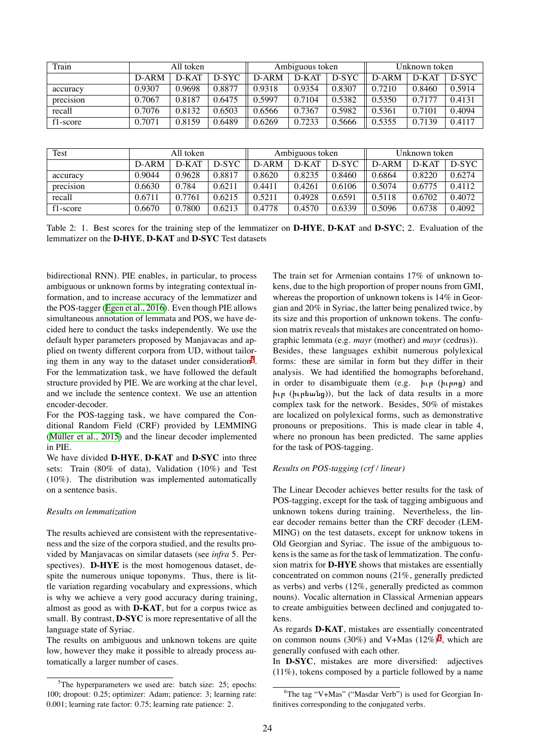| Train | All token | | | Ambiguous token | | | Unknown token | | |
|---|---|---|---|---|---|---|---|---|---|
| | D-ARM | D-KAT | D-SYC | D-ARM | D-KAT | D-SYC | D-ARM | D-KAT | D-SYC |
| accuracy | 0.9307 | 0.9698 | 0.8877 | 0.9318 | 0.9354 | 0.8307 | 0.7210 | 0.8460 | 0.5914 |
| precision | 0.7067 | 0.8187 | 0.6475 | 0.5997 | 0.7104 | 0.5382 | 0.5350 | 0.7177 | 0.4131 |
| recall | 0.7076 | 0.8132 | 0.6503 | 0.6566 | 0.7367 | 0.5982 | 0.5361 | 0.7101 | 0.4094 |
| f1-score | 0.7071 | 0.8159 | 0.6489 | 0.6269 | 0.7233 | 0.5666 | 0.5355 | 0.7139 | 0.4117 |

| Test | All token | | | Ambiguous token | | | Unknown token | | |
|---|---|---|---|---|---|---|---|---|---|
| | D-ARM | D-KAT | D-SYC | D-ARM | D-KAT | D-SYC | D-ARM | D-KAT | D-SYC |
| accuracy | 0.9044 | 0.9628 | 0.8817 | 0.8620 | 0.8235 | 0.8460 | 0.6864 | 0.8220 | 0.6274 |
| precision | 0.6630 | 0.784 | 0.6211 | 0.4411 | 0.4261 | 0.6106 | 0.5074 | 0.6775 | 0.4112 |
| recall | 0.6711 | 0.7761 | 0.6215 | 0.5211 | 0.4928 | 0.6591 | 0.5118 | 0.6702 | 0.4072 |
| f1-score | 0.6670 | 0.7800 | 0.6213 | 0.4778 | 0.4570 | 0.6339 | 0.5096 | 0.6738 | 0.4092 |

Table 2: 1. Best scores for the training step of the lemmatizer on **D-HYE**, **D-KAT** and **D-SYC**; 2. Evaluation of the lemmatizer on the **D-HYE**, **D-KAT** and **D-SYC** Test datasets

bidirectional RNN). PIE enables, in particular, to process ambiguous or unknown forms by integrating contextual information, and to increase accuracy of the lemmatizer and the POS-tagger (Egen et al., 2016). Even though PIE allows simultaneous annotation of lemmata and POS, we have decided here to conduct the tasks independently. We use the default hyper parameters proposed by Manjavacas and applied on twenty different corpora from UD, without tailoring them in any way to the dataset under consideration[5]. For the lemmatization task, we have followed the default structure provided by PIE. We are working at the char level, and we include the sentence context. We use an attention encoder-decoder.

For the POS-tagging task, we have compared the Conditional Random Field (CRF) provided by LEMMING (Müller et al., 2015) and the linear decoder implemented in PIE.

We have divided **D-HYE**, **D-KAT** and **D-SYC** into three sets: Train (80% of data), Validation (10%) and Test (10%). The distribution was implemented automatically on a sentence basis.

*Results on lemmatization*

The results achieved are consistent with the representativeness and the size of the corpora studied, and the results provided by Manjavacas on similar datasets (see *infra* 5. Perspectives). **D-HYE** is the most homogenous dataset, despite the numerous unique toponyms. Thus, there is little variation regarding vocabulary and expressions, which is why we achieve a very good accuracy during training, almost as good as with **D-KAT**, but for a corpus twice as small. By contrast, **D-SYC** is more representative of all the language state of Syriac.

The results on ambiguous and unknown tokens are quite low, however they make it possible to already process automatically a larger number of cases.

The train set for Armenian contains 17% of unknown tokens, due to the high proportion of proper nouns from GMI, whereas the proportion of unknown tokens is 14% in Georgian and 20% in Syriac, the latter being penalized twice, by its size and this proportion of unknown tokens. The confusion matrix reveals that mistakes are concentrated on homographic lemmata (e.g. *mayr* (mother) and *mayr* (cedrus)). Besides, these languages exhibit numerous polylexical forms: these are similar in form but they differ in their analysis. We had identified the homographs beforehand, in order to disambiguate them (e.g. իւր (իւրոց) and իւր (իւրեանց)), but the lack of data results in a more complex task for the network. Besides, 50% of mistakes are localized on polylexical forms, such as demonstrative pronouns or prepositions. This is made clear in table 4, where no pronoun has been predicted. The same applies for the task of POS-tagging.

*Results on POS-tagging (crf / linear)*

The Linear Decoder achieves better results for the task of POS-tagging, except for the task of tagging ambiguous and unknown tokens during training. Nevertheless, the linear decoder remains better than the CRF decoder (LEMMING) on the test datasets, except for unknow tokens in Old Georgian and Syriac. The issue of the ambiguous tokens is the same as for the task of lemmatization. The confusion matrix for **D-HYE** shows that mistakes are essentially concentrated on common nouns (21%, generally predicted as verbs) and verbs (12%, generally predicted as common nouns). Vocalic alternation in Classical Armenian appears to create ambiguities between declined and conjugated tokens.

As regards **D-KAT**, mistakes are essentially concentrated on common nouns (30%) and V+Mas (12%)[6], which are generally confused with each other.

In **D-SYC**, mistakes are more diversified: adjectives (11%), tokens composed by a particle followed by a name

[5] The hyperparameters we used are: batch size: 25; epochs: 100; dropout: 0.25; optimizer: Adam; patience: 3; learning rate: 0.001; learning rate factor: 0.75; learning rate patience: 2.

[6] The tag "V+Mas" ("Masdar Verb") is used for Georgian Infinitives corresponding to the conjugated verbs.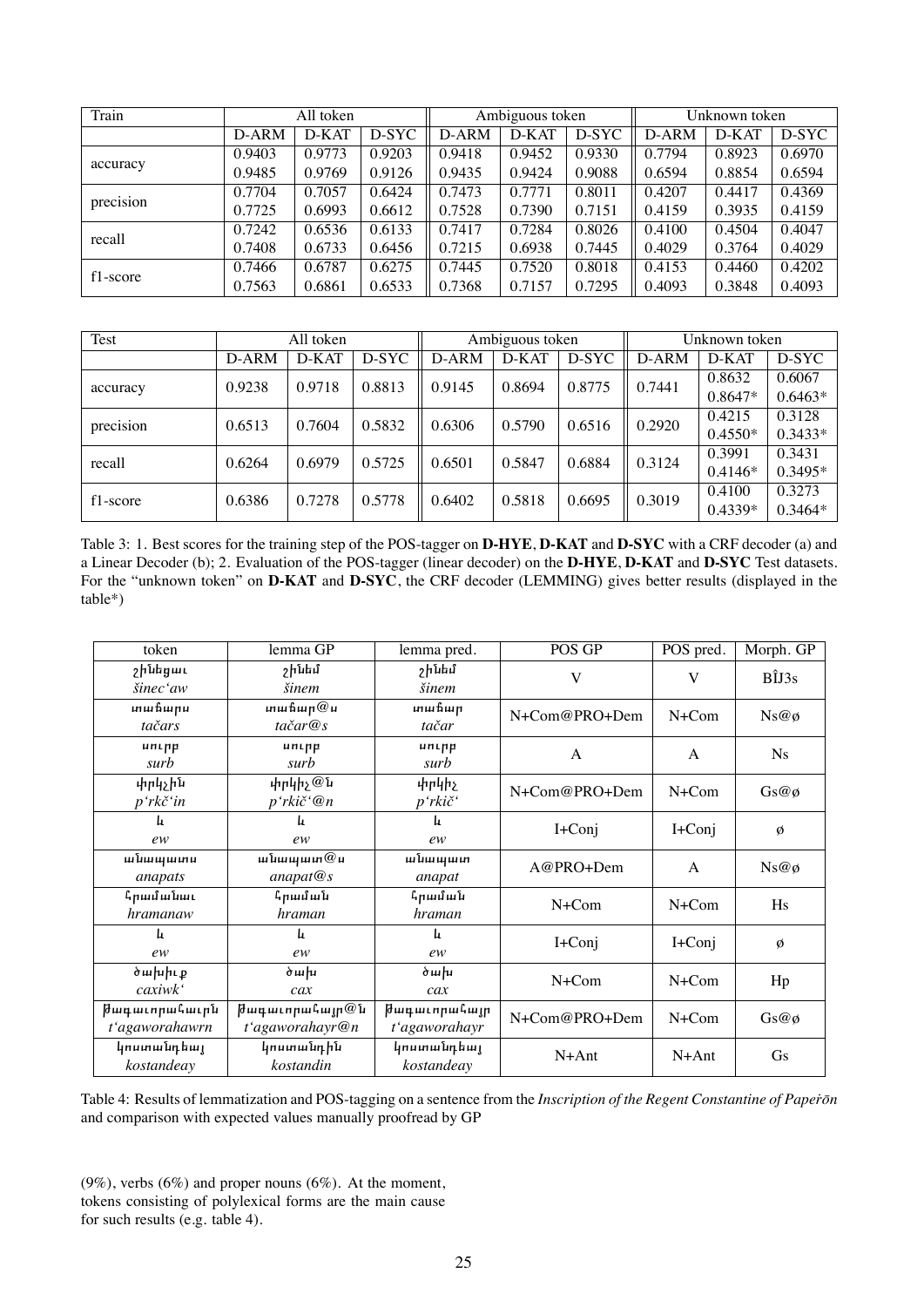| Train | All token | | | Ambiguous token | | | Unknown token | | |
|---|---|---|---|---|---|---|---|---|---|
| | D-ARM | D-KAT | D-SYC | D-ARM | D-KAT | D-SYC | D-ARM | D-KAT | D-SYC |
| accuracy | 0.9403 | 0.9773 | 0.9203 | 0.9418 | 0.9452 | 0.9330 | 0.7794 | 0.8923 | 0.6970 |
| | 0.9485 | 0.9769 | 0.9126 | 0.9435 | 0.9424 | 0.9088 | 0.6594 | 0.8854 | 0.6594 |
| precision | 0.7704 | 0.7057 | 0.6424 | 0.7473 | 0.7771 | 0.8011 | 0.4207 | 0.4417 | 0.4369 |
| | 0.7725 | 0.6993 | 0.6612 | 0.7528 | 0.7390 | 0.7151 | 0.4159 | 0.3935 | 0.4159 |
| recall | 0.7242 | 0.6536 | 0.6133 | 0.7417 | 0.7284 | 0.8026 | 0.4100 | 0.4504 | 0.4047 |
| | 0.7408 | 0.6733 | 0.6456 | 0.7215 | 0.6938 | 0.7445 | 0.4029 | 0.3764 | 0.4029 |
| f1-score | 0.7466 | 0.6787 | 0.6275 | 0.7445 | 0.7520 | 0.8018 | 0.4153 | 0.4460 | 0.4202 |
| | 0.7563 | 0.6861 | 0.6533 | 0.7368 | 0.7157 | 0.7295 | 0.4093 | 0.3848 | 0.4093 |

| Test | All token | | | Ambiguous token | | | Unknown token | | |
|---|---|---|---|---|---|---|---|---|---|
| | D-ARM | D-KAT | D-SYC | D-ARM | D-KAT | D-SYC | D-ARM | D-KAT | D-SYC |
| accuracy | 0.9238 | 0.9718 | 0.8813 | 0.9145 | 0.8694 | 0.8775 | 0.7441 | 0.8632 / 0.8647* | 0.6067 / 0.6463* |
| precision | 0.6513 | 0.7604 | 0.5832 | 0.6306 | 0.5790 | 0.6516 | 0.2920 | 0.4215 / 0.4550* | 0.3128 / 0.3433* |
| recall | 0.6264 | 0.6979 | 0.5725 | 0.6501 | 0.5847 | 0.6884 | 0.3124 | 0.3991 / 0.4146* | 0.3431 / 0.3495* |
| f1-score | 0.6386 | 0.7278 | 0.5778 | 0.6402 | 0.5818 | 0.6695 | 0.3019 | 0.4100 / 0.4339* | 0.3273 / 0.3464* |

Table 3: 1. Best scores for the training step of the POS-tagger on **D-HYE**, **D-KAT** and **D-SYC** with a CRF decoder (a) and a Linear Decoder (b); 2. Evaluation of the POS-tagger (linear decoder) on the **D-HYE**, **D-KAT** and **D-SYC** Test datasets. For the "unknown token" on **D-KAT** and **D-SYC**, the CRF decoder (LEMMING) gives better results (displayed in the table*)

| token | lemma GP | lemma pred. | POS GP | POS pred. | Morph. GP |
|---|---|---|---|---|---|
| շինեցաւ *šinec'aw* | շինեմ *šinem* | շինեմ *šinem* | V | V | BÎJ3s |
| տաճարս *tačars* | տաճար@ս *tačar@s* | տաճար *tačar* | N+Com@PRO+Dem | N+Com | Ns@ø |
| սուրբ *surb* | սուրբ *surb* | սուրբ *surb* | A | A | Ns |
| փրկչին *p'rkč'in* | փրկիչ@ն *p'rkič'@n* | փրկիչ *p'rkič'* | N+Com@PRO+Dem | N+Com | Gs@ø |
| և *ew* | և *ew* | և *ew* | I+Conj | I+Conj | ø |
| անապատս *anapats* | անապատ@ս *anapat@s* | անապատ *anapat* | A@PRO+Dem | A | Ns@ø |
| հրամանաւ *hramanaw* | հրաման *hraman* | հրաման *hraman* | N+Com | N+Com | Hs |
| և *ew* | և *ew* | և *ew* | I+Conj | I+Conj | ø |
| ծախիւք *caxiwk'* | ծախ *cax* | ծախ *cax* | N+Com | N+Com | Hp |
| թագաւորահաւրն *t'agaworahawrn* | թագաւորահայր@ն *t'agaworahayr@n* | թագաւորահայր *t'agaworahayr* | N+Com@PRO+Dem | N+Com | Gs@ø |
| կոստանդեայ *kostandeay* | կոստանդին *kostandin* | կոստանդեայ *kostandeay* | N+Ant | N+Ant | Gs |

Table 4: Results of lemmatization and POS-tagging on a sentence from the *Inscription of the Regent Constantine of Papeṙōn* and comparison with expected values manually proofread by GP

(9%), verbs (6%) and proper nouns (6%). At the moment, tokens consisting of polylexical forms are the main cause for such results (e.g. table 4).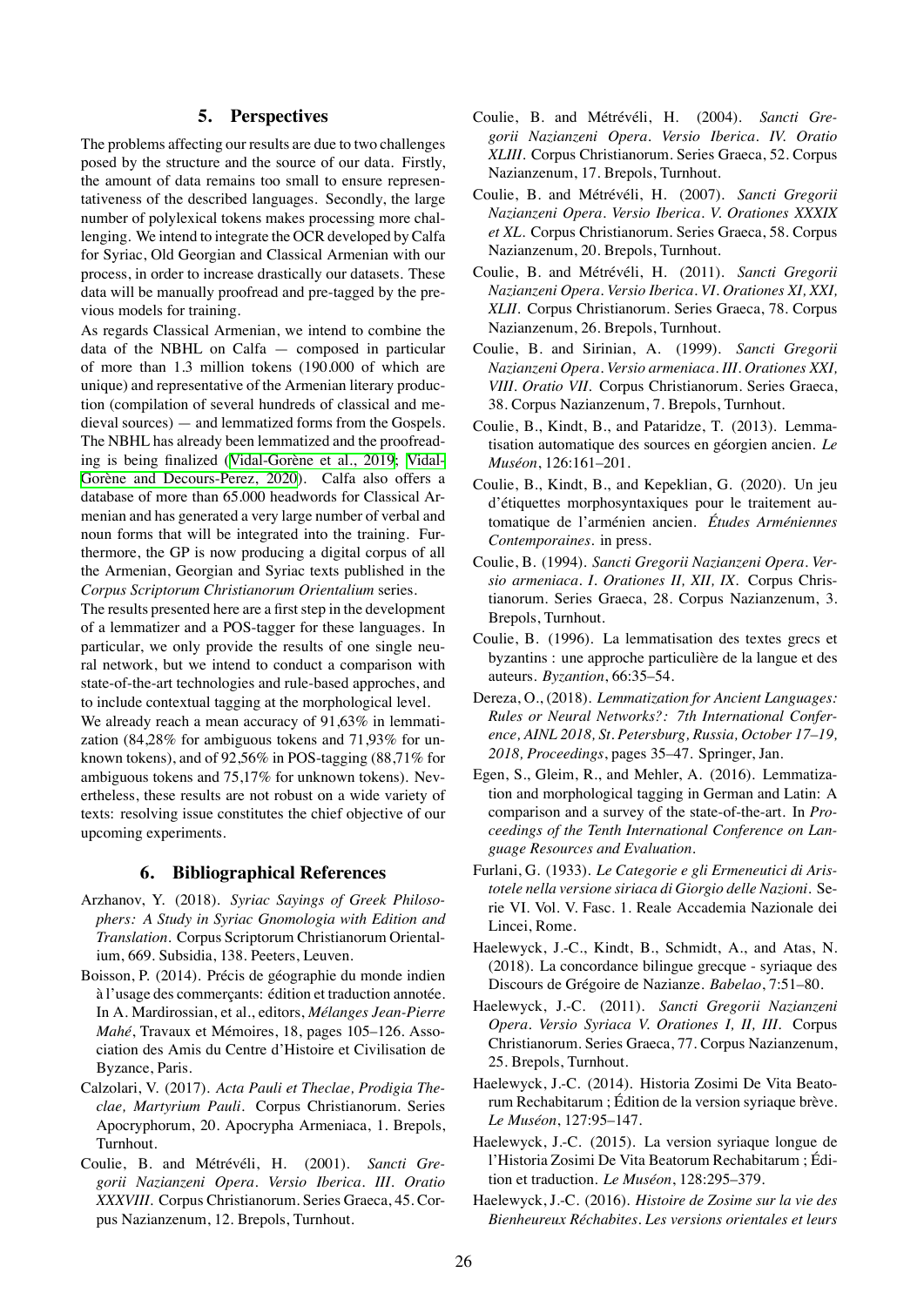## 5. Perspectives

The problems affecting our results are due to two challenges posed by the structure and the source of our data. Firstly, the amount of data remains too small to ensure representativeness of the described languages. Secondly, the large number of polylexical tokens makes processing more challenging. We intend to integrate the OCR developed by Calfa for Syriac, Old Georgian and Classical Armenian with our process, in order to increase drastically our datasets. These data will be manually proofread and pre-tagged by the previous models for training.

As regards Classical Armenian, we intend to combine the data of the NBHL on Calfa — composed in particular of more than 1.3 million tokens (190.000 of which are unique) and representative of the Armenian literary production (compilation of several hundreds of classical and medieval sources) — and lemmatized forms from the Gospels. The NBHL has already been lemmatized and the proofreading is being finalized (Vidal-Gorène et al., 2019; Vidal-Gorène and Decours-Perez, 2020). Calfa also offers a database of more than 65.000 headwords for Classical Armenian and has generated a very large number of verbal and noun forms that will be integrated into the training. Furthermore, the GP is now producing a digital corpus of all the Armenian, Georgian and Syriac texts published in the *Corpus Scriptorum Christianorum Orientalium* series.

The results presented here are a first step in the development of a lemmatizer and a POS-tagger for these languages. In particular, we only provide the results of one single neural network, but we intend to conduct a comparison with state-of-the-art technologies and rule-based approches, and to include contextual tagging at the morphological level.

We already reach a mean accuracy of 91,63% in lemmatization (84,28% for ambiguous tokens and 71,93% for unknown tokens), and of 92,56% in POS-tagging (88,71% for ambiguous tokens and 75,17% for unknown tokens). Nevertheless, these results are not robust on a wide variety of texts: resolving issue constitutes the chief objective of our upcoming experiments.

## 6. Bibliographical References

Arzhanov, Y. (2018). *Syriac Sayings of Greek Philosophers: A Study in Syriac Gnomologia with Edition and Translation*. Corpus Scriptorum Christianorum Orientalium, 669. Subsidia, 138. Peeters, Leuven.

Boisson, P. (2014). Précis de géographie du monde indien à l'usage des commerçants: édition et traduction annotée. In A. Mardirossian, et al., editors, *Mélanges Jean-Pierre Mahé*, Travaux et Mémoires, 18, pages 105–126. Association des Amis du Centre d'Histoire et Civilisation de Byzance, Paris.

Calzolari, V. (2017). *Acta Pauli et Theclae, Prodigia Theclae, Martyrium Pauli*. Corpus Christianorum. Series Apocryphorum, 20. Apocrypha Armeniaca, 1. Brepols, Turnhout.

Coulie, B. and Métrévéli, H. (2001). *Sancti Gregorii Nazianzeni Opera. Versio Iberica. III. Oratio XXXVIII*. Corpus Christianorum. Series Graeca, 45. Corpus Nazianzenum, 12. Brepols, Turnhout.

Coulie, B. and Métrévéli, H. (2004). *Sancti Gregorii Nazianzeni Opera. Versio Iberica. IV. Oratio XLIII*. Corpus Christianorum. Series Graeca, 52. Corpus Nazianzenum, 17. Brepols, Turnhout.

Coulie, B. and Métrévéli, H. (2007). *Sancti Gregorii Nazianzeni Opera. Versio Iberica. V. Orationes XXXIX et XL*. Corpus Christianorum. Series Graeca, 58. Corpus Nazianzenum, 20. Brepols, Turnhout.

Coulie, B. and Métrévéli, H. (2011). *Sancti Gregorii Nazianzeni Opera. Versio Iberica. VI. Orationes XI, XXI, XLII*. Corpus Christianorum. Series Graeca, 78. Corpus Nazianzenum, 26. Brepols, Turnhout.

Coulie, B. and Sirinian, A. (1999). *Sancti Gregorii Nazianzeni Opera. Versio armeniaca. III. Orationes XXI, VIII. Oratio VII*. Corpus Christianorum. Series Graeca, 38. Corpus Nazianzenum, 7. Brepols, Turnhout.

Coulie, B., Kindt, B., and Pataridze, T. (2013). Lemmatisation automatique des sources en géorgien ancien. *Le Muséon*, 126:161–201.

Coulie, B., Kindt, B., and Kepeklian, G. (2020). Un jeu d'étiquettes morphosyntaxiques pour le traitement automatique de l'arménien ancien. *Études Arméniennes Contemporaines*. in press.

Coulie, B. (1994). *Sancti Gregorii Nazianzeni Opera. Versio armeniaca. I. Orationes II, XII, IX*. Corpus Christianorum. Series Graeca, 28. Corpus Nazianzenum, 3. Brepols, Turnhout.

Coulie, B. (1996). La lemmatisation des textes grecs et byzantins : une approche particulière de la langue et des auteurs. *Byzantion*, 66:35–54.

Dereza, O., (2018). *Lemmatization for Ancient Languages: Rules or Neural Networks?: 7th International Conference, AINL 2018, St. Petersburg, Russia, October 17–19, 2018, Proceedings*, pages 35–47. Springer, Jan.

Egen, S., Gleim, R., and Mehler, A. (2016). Lemmatization and morphological tagging in German and Latin: A comparison and a survey of the state-of-the-art. In *Proceedings of the Tenth International Conference on Language Resources and Evaluation*.

Furlani, G. (1933). *Le Categorie e gli Ermeneutici di Aristotele nella versione siriaca di Giorgio delle Nazioni*. Serie VI. Vol. V. Fasc. 1. Reale Accademia Nazionale dei Lincei, Rome.

Haelewyck, J.-C., Kindt, B., Schmidt, A., and Atas, N. (2018). La concordance bilingue grecque - syriaque des Discours de Grégoire de Nazianze. *Babelao*, 7:51–80.

Haelewyck, J.-C. (2011). *Sancti Gregorii Nazianzeni Opera. Versio Syriaca V. Orationes I, II, III*. Corpus Christianorum. Series Graeca, 77. Corpus Nazianzenum, 25. Brepols, Turnhout.

Haelewyck, J.-C. (2014). Historia Zosimi De Vita Beatorum Rechabitarum ; Édition de la version syriaque brève. *Le Muséon*, 127:95–147.

Haelewyck, J.-C. (2015). La version syriaque longue de l'Historia Zosimi De Vita Beatorum Rechabitarum ; Édition et traduction. *Le Muséon*, 128:295–379.

Haelewyck, J.-C. (2016). *Histoire de Zosime sur la vie des Bienheureux Réchabites. Les versions orientales et leurs*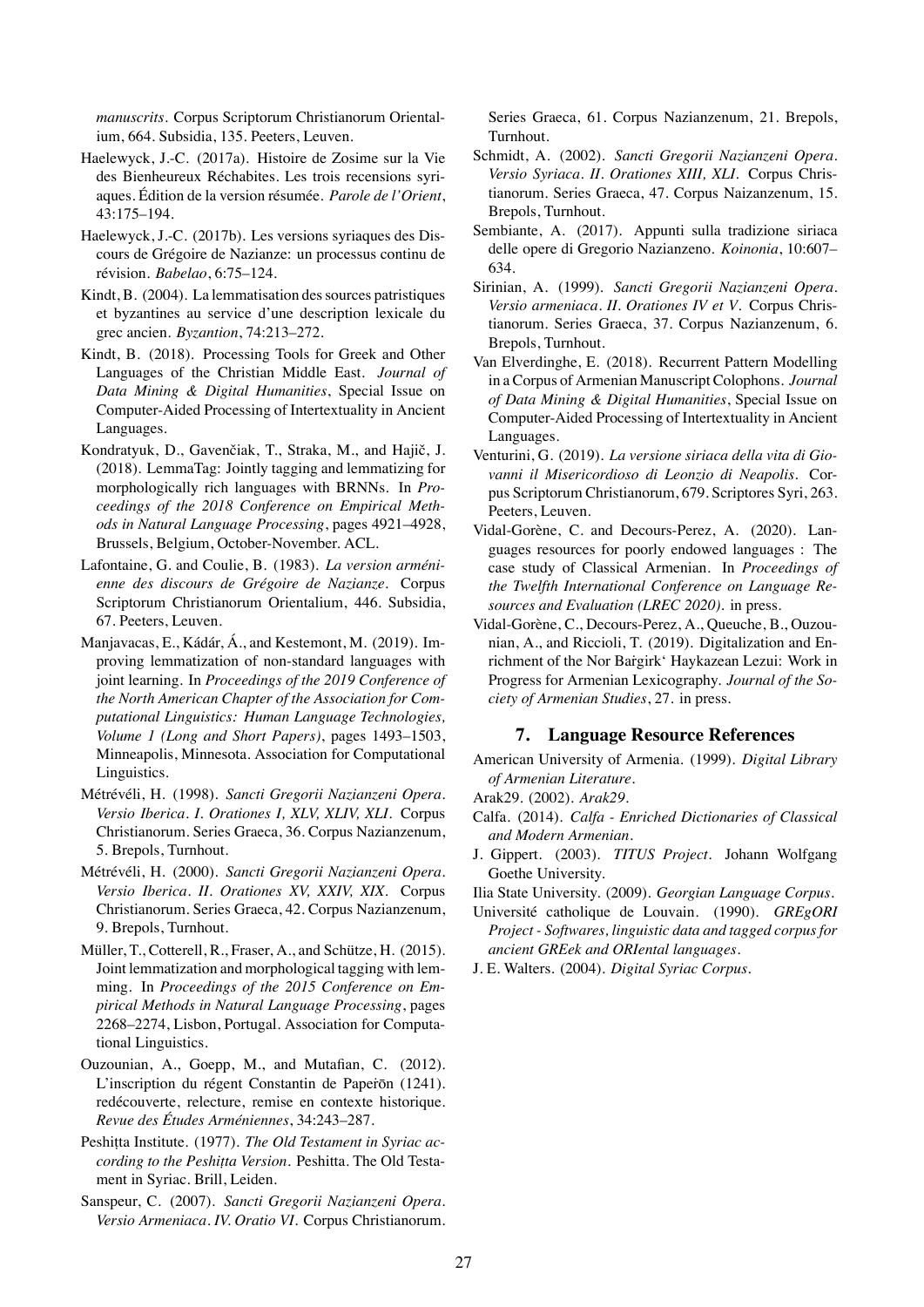*manuscrits*. Corpus Scriptorum Christianorum Orientalium, 664. Subsidia, 135. Peeters, Leuven.

Haelewyck, J.-C. (2017a). Histoire de Zosime sur la Vie des Bienheureux Réchabites. Les trois recensions syriaques. Édition de la version résumée. *Parole de l'Orient*, 43:175–194.

Haelewyck, J.-C. (2017b). Les versions syriaques des Discours de Grégoire de Nazianze: un processus continu de révision. *Babelao*, 6:75–124.

Kindt, B. (2004). La lemmatisation des sources patristiques et byzantines au service d'une description lexicale du grec ancien. *Byzantion*, 74:213–272.

Kindt, B. (2018). Processing Tools for Greek and Other Languages of the Christian Middle East. *Journal of Data Mining & Digital Humanities*, Special Issue on Computer-Aided Processing of Intertextuality in Ancient Languages.

Kondratyuk, D., Gavenčiak, T., Straka, M., and Hajič, J. (2018). LemmaTag: Jointly tagging and lemmatizing for morphologically rich languages with BRNNs. In *Proceedings of the 2018 Conference on Empirical Methods in Natural Language Processing*, pages 4921–4928, Brussels, Belgium, October-November. ACL.

Lafontaine, G. and Coulie, B. (1983). *La version arménienne des discours de Grégoire de Nazianze*. Corpus Scriptorum Christianorum Orientalium, 446. Subsidia, 67. Peeters, Leuven.

Manjavacas, E., Kádár, Á., and Kestemont, M. (2019). Improving lemmatization of non-standard languages with joint learning. In *Proceedings of the 2019 Conference of the North American Chapter of the Association for Computational Linguistics: Human Language Technologies, Volume 1 (Long and Short Papers)*, pages 1493–1503, Minneapolis, Minnesota. Association for Computational Linguistics.

Métrévéli, H. (1998). *Sancti Gregorii Nazianzeni Opera. Versio Iberica. I. Orationes I, XLV, XLIV, XLI*. Corpus Christianorum. Series Graeca, 36. Corpus Nazianzenum, 5. Brepols, Turnhout.

Métrévéli, H. (2000). *Sancti Gregorii Nazianzeni Opera. Versio Iberica. II. Orationes XV, XXIV, XIX*. Corpus Christianorum. Series Graeca, 42. Corpus Nazianzenum, 9. Brepols, Turnhout.

Müller, T., Cotterell, R., Fraser, A., and Schütze, H. (2015). Joint lemmatization and morphological tagging with lemming. In *Proceedings of the 2015 Conference on Empirical Methods in Natural Language Processing*, pages 2268–2274, Lisbon, Portugal. Association for Computational Linguistics.

Ouzounian, A., Goepp, M., and Mutafian, C. (2012). L'inscription du régent Constantin de Papeṙōn (1241). redécouverte, relecture, remise en contexte historique. *Revue des Études Arméniennes*, 34:243–287.

Peshiṭta Institute. (1977). *The Old Testament in Syriac according to the Peshiṭta Version*. Peshitta. The Old Testament in Syriac. Brill, Leiden.

Sanspeur, C. (2007). *Sancti Gregorii Nazianzeni Opera. Versio Armeniaca. IV. Oratio VI*. Corpus Christianorum. Series Graeca, 61. Corpus Nazianzenum, 21. Brepols, Turnhout.

Schmidt, A. (2002). *Sancti Gregorii Nazianzeni Opera. Versio Syriaca. II. Orationes XIII, XLI*. Corpus Christianorum. Series Graeca, 47. Corpus Naizanzenum, 15. Brepols, Turnhout.

Sembiante, A. (2017). Appunti sulla tradizione siriaca delle opere di Gregorio Nazianzeno. *Koinonia*, 10:607–634.

Sirinian, A. (1999). *Sancti Gregorii Nazianzeni Opera. Versio armeniaca. II. Orationes IV et V*. Corpus Christianorum. Series Graeca, 37. Corpus Nazianzenum, 6. Brepols, Turnhout.

Van Elverdinghe, E. (2018). Recurrent Pattern Modelling in a Corpus of Armenian Manuscript Colophons. *Journal of Data Mining & Digital Humanities*, Special Issue on Computer-Aided Processing of Intertextuality in Ancient Languages.

Venturini, G. (2019). *La versione siriaca della vita di Giovanni il Misericordioso di Leonzio di Neapolis*. Corpus Scriptorum Christianorum, 679. Scriptores Syri, 263. Peeters, Leuven.

Vidal-Gorène, C. and Decours-Perez, A. (2020). Languages resources for poorly endowed languages : The case study of Classical Armenian. In *Proceedings of the Twelfth International Conference on Language Resources and Evaluation (LREC 2020)*. in press.

Vidal-Gorène, C., Decours-Perez, A., Queuche, B., Ouzounian, A., and Riccioli, T. (2019). Digitalization and Enrichment of the Nor Baṙgirk' Haykazean Lezui: Work in Progress for Armenian Lexicography. *Journal of the Society of Armenian Studies*, 27. in press.

## 7. Language Resource References

American University of Armenia. (1999). *Digital Library of Armenian Literature*.

Arak29. (2002). *Arak29*.

Calfa. (2014). *Calfa - Enriched Dictionaries of Classical and Modern Armenian*.

J. Gippert. (2003). *TITUS Project*. Johann Wolfgang Goethe University.

Ilia State University. (2009). *Georgian Language Corpus*.

Université catholique de Louvain. (1990). *GREgORI Project - Softwares, linguistic data and tagged corpus for ancient GREek and ORIental languages*.

J. E. Walters. (2004). *Digital Syriac Corpus*.